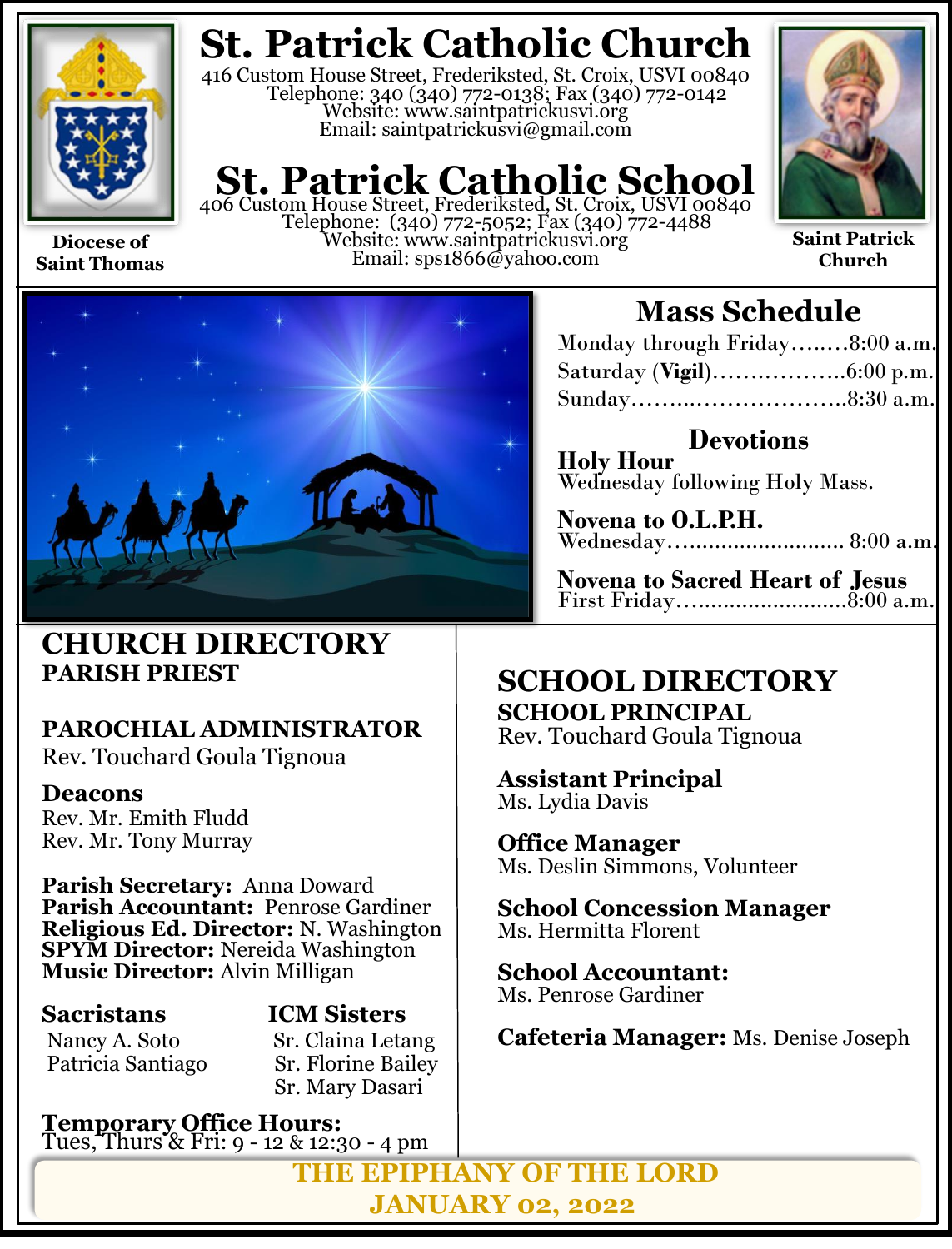# St. Patrick Catholic Church

416 Custom House Street, Frederiksted, St. Croix, USVI 00840
Telephone: 340 (340) 772-0138; Fax (340) 772-0142
Website: www.saintpatrickusvi.org
Email: saintpatrickusvi@gmail.com

# St. Patrick Catholic School

406 Custom House Street, Frederiksted, St. Croix, USVI 00840
Telephone: (340) 772-5052; Fax (340) 772-4488
Website: www.saintpatrickusvi.org
Email: sps1866@yahoo.com

Diocese of Saint Thomas

Saint Patrick Church

## Mass Schedule

Monday through Friday……..8:00 a.m.
Saturday (**Vigil**)………………6:00 p.m.
Sunday…………………………8:30 a.m.

### Devotions

**Holy Hour**
Wednesday following Holy Mass.

**Novena to O.L.P.H.**
Wednesday……………………… 8:00 a.m.

**Novena to Sacred Heart of Jesus**
First Friday……………………..8:00 a.m.

## CHURCH DIRECTORY

**PARISH PRIEST**

**PARochial ADMINISTRATOR**
Rev. Touchard Goula Tignoua

**Deacons**
Rev. Mr. Emith Fludd
Rev. Mr. Tony Murray

**Parish Secretary:** Anna Doward
**Parish Accountant:** Penrose Gardiner
**Religious Ed. Director:** N. Washington
**SPYM Director:** Nereida Washington
**Music Director:** Alvin Milligan

**Sacristans**
Nancy A. Soto
Patricia Santiago

**ICM Sisters**
Sr. Claina Letang
Sr. Florine Bailey
Sr. Mary Dasari

**Temporary Office Hours:**
Tues, Thurs & Fri: 9 - 12 & 12:30 - 4 pm

## SCHOOL DIRECTORY

**SCHOOL PRINCIPAL**
Rev. Touchard Goula Tignoua

**Assistant Principal**
Ms. Lydia Davis

**Office Manager**
Ms. Deslin Simmons, Volunteer

**School Concession Manager**
Ms. Hermitta Florent

**School Accountant:**
Ms. Penrose Gardiner

**Cafeteria Manager:** Ms. Denise Joseph

**THE EPIPHANY OF THE LORD**
**JANUARY 02, 2022**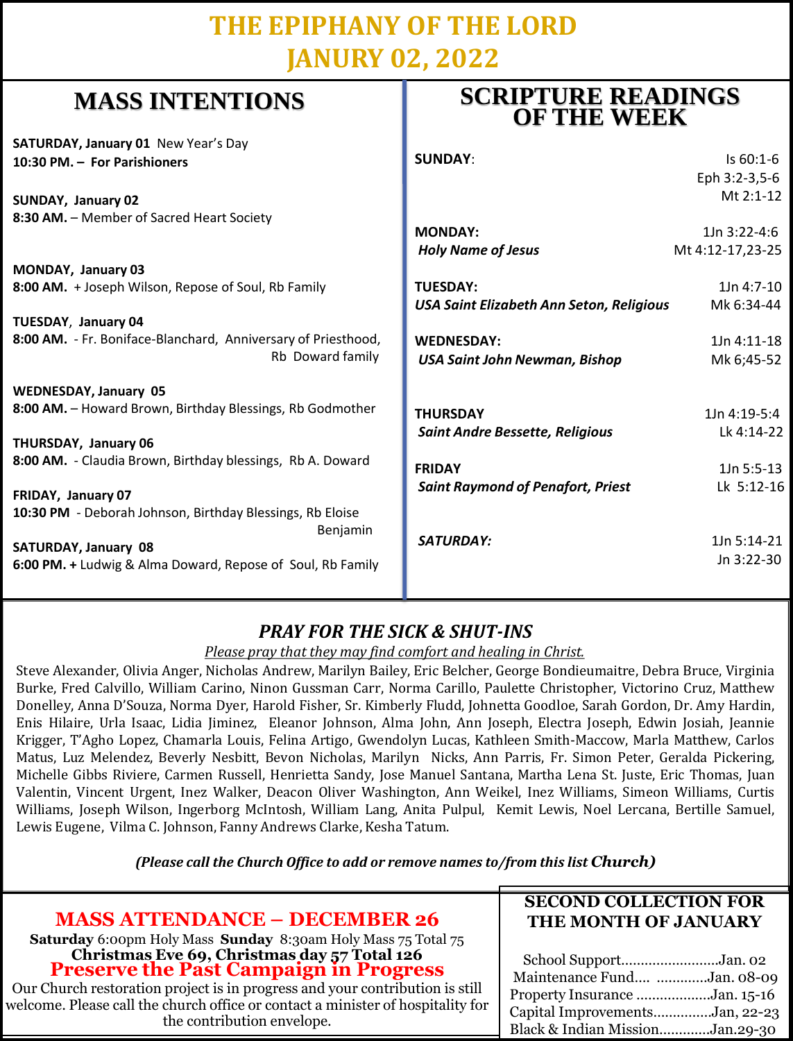# THE EPIPHANY OF THE LORD
# JANURY 02, 2022

## MASS INTENTIONS

**SATURDAY, January 01** New Year's Day
**10:30 PM. – For Parishioners**

**SUNDAY, January 02**
**8:30 AM.** – Member of Sacred Heart Society

**MONDAY, January 03**
**8:00 AM.** + Joseph Wilson, Repose of Soul, Rb Family

**TUESDAY, January 04**
**8:00 AM.** - Fr. Boniface-Blanchard, Anniversary of Priesthood, Rb Doward family

**WEDNESDAY, January 05**
**8:00 AM.** – Howard Brown, Birthday Blessings, Rb Godmother

**THURSDAY, January 06**
**8:00 AM.** - Claudia Brown, Birthday blessings, Rb A. Doward

**FRIDAY, January 07**
**10:30 PM** - Deborah Johnson, Birthday Blessings, Rb Eloise Benjamin

**SATURDAY, January 08**
**6:00 PM. +** Ludwig & Alma Doward, Repose of Soul, Rb Family

## SCRIPTURE READINGS OF THE WEEK

| Day | Readings |
|---|---|
| **SUNDAY**: | Is 60:1-6<br>Eph 3:2-3,5-6<br>Mt 2:1-12 |
| **MONDAY:**<br>***Holy Name of Jesus*** | 1Jn 3:22-4:6<br>Mt 4:12-17,23-25 |
| **TUESDAY:**<br>***USA Saint Elizabeth Ann Seton, Religious*** | 1Jn 4:7-10<br>Mk 6:34-44 |
| **WEDNESDAY:**<br>***USA Saint John Newman, Bishop*** | 1Jn 4:11-18<br>Mk 6;45-52 |
| **THURSDAY**<br>***Saint Andre Bessette, Religious*** | 1Jn 4:19-5:4<br>Lk 4:14-22 |
| **FRIDAY**<br>***Saint Raymond of Penafort, Priest*** | 1Jn 5:5-13<br>Lk 5:12-16 |
| ***SATURDAY:*** | 1Jn 5:14-21<br>Jn 3:22-30 |

### *PRAY FOR THE SICK & SHUT-INS*

*Please pray that they may find comfort and healing in Christ.*

Steve Alexander, Olivia Anger, Nicholas Andrew, Marilyn Bailey, Eric Belcher, George Bondieumaitre, Debra Bruce, Virginia Burke, Fred Calvillo, William Carino, Ninon Gussman Carr, Norma Carillo, Paulette Christopher, Victorino Cruz, Matthew Donelley, Anna D'Souza, Norma Dyer, Harold Fisher, Sr. Kimberly Fludd, Johnetta Goodloe, Sarah Gordon, Dr. Amy Hardin, Enis Hilaire, Urla Isaac, Lidia Jiminez, Eleanor Johnson, Alma John, Ann Joseph, Electra Joseph, Edwin Josiah, Jeannie Krigger, T'Agho Lopez, Chamarla Louis, Felina Artigo, Gwendolyn Lucas, Kathleen Smith-Maccow, Marla Matthew, Carlos Matus, Luz Melendez, Beverly Nesbitt, Bevon Nicholas, Marilyn Nicks, Ann Parris, Fr. Simon Peter, Geralda Pickering, Michelle Gibbs Riviere, Carmen Russell, Henrietta Sandy, Jose Manuel Santana, Martha Lena St. Juste, Eric Thomas, Juan Valentin, Vincent Urgent, Inez Walker, Deacon Oliver Washington, Ann Weikel, Inez Williams, Simeon Williams, Curtis Williams, Joseph Wilson, Ingerborg McIntosh, William Lang, Anita Pulpul, Kemit Lewis, Noel Lercana, Bertille Samuel, Lewis Eugene, Vilma C. Johnson, Fanny Andrews Clarke, Kesha Tatum.

***(Please call the Church Office to add or remove names to/from this list Church)***

## MASS ATTENDANCE – DECEMBER 26

**Saturday** 6:00pm Holy Mass **Sunday** 8:30am Holy Mass 75 Total 75
**Christmas Eve 69, Christmas day 57 Total 126**

## Preserve the Past Campaign in Progress

Our Church restoration project is in progress and your contribution is still welcome. Please call the church office or contact a minister of hospitality for the contribution envelope.

## SECOND COLLECTION FOR THE MONTH OF JANUARY

School Support……………………Jan. 02
Maintenance Fund…. ………….Jan. 08-09
Property Insurance ……………….Jan. 15-16
Capital Improvements……………Jan, 22-23
Black & Indian Mission………….Jan.29-30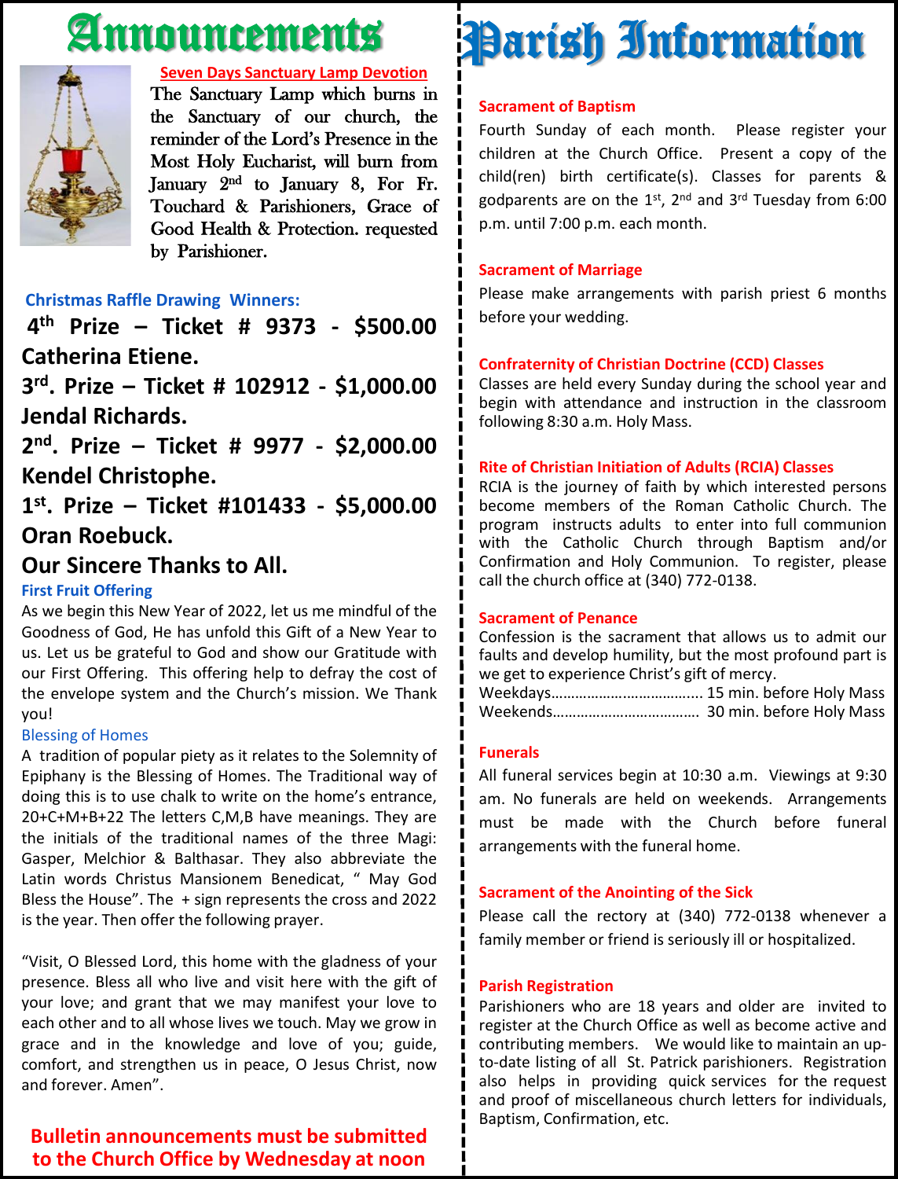# Announcements

### Seven Days Sanctuary Lamp Devotion

The Sanctuary Lamp which burns in the Sanctuary of our church, the reminder of the Lord's Presence in the Most Holy Eucharist, will burn from January 2nd to January 8, For Fr. Touchard & Parishioners, Grace of Good Health & Protection. requested by Parishioner.

### Christmas Raffle Drawing Winners:

**4th Prize – Ticket # 9373 - $500.00 Catherina Etiene.**

**3rd. Prize – Ticket # 102912 - $1,000.00 Jendal Richards.**

**2nd. Prize – Ticket # 9977 - $2,000.00 Kendel Christophe.**

**1st. Prize – Ticket #101433 - $5,000.00 Oran Roebuck.**

**Our Sincere Thanks to All.**

### First Fruit Offering

As we begin this New Year of 2022, let us me mindful of the Goodness of God, He has unfold this Gift of a New Year to us. Let us be grateful to God and show our Gratitude with our First Offering. This offering help to defray the cost of the envelope system and the Church's mission. We Thank you!

### Blessing of Homes

A tradition of popular piety as it relates to the Solemnity of Epiphany is the Blessing of Homes. The Traditional way of doing this is to use chalk to write on the home's entrance, 20+C+M+B+22 The letters C,M,B have meanings. They are the initials of the traditional names of the three Magi: Gasper, Melchior & Balthasar. They also abbreviate the Latin words Christus Mansionem Benedicat, " May God Bless the House". The + sign represents the cross and 2022 is the year. Then offer the following prayer.

"Visit, O Blessed Lord, this home with the gladness of your presence. Bless all who live and visit here with the gift of your love; and grant that we may manifest your love to each other and to all whose lives we touch. May we grow in grace and in the knowledge and love of you; guide, comfort, and strengthen us in peace, O Jesus Christ, now and forever. Amen".

**Bulletin announcements must be submitted to the Church Office by Wednesday at noon**

# Parish Information

### Sacrament of Baptism

Fourth Sunday of each month. Please register your children at the Church Office. Present a copy of the child(ren) birth certificate(s). Classes for parents & godparents are on the 1st, 2nd and 3rd Tuesday from 6:00 p.m. until 7:00 p.m. each month.

### Sacrament of Marriage

Please make arrangements with parish priest 6 months before your wedding.

### Confraternity of Christian Doctrine (CCD) Classes

Classes are held every Sunday during the school year and begin with attendance and instruction in the classroom following 8:30 a.m. Holy Mass.

### Rite of Christian Initiation of Adults (RCIA) Classes

RCIA is the journey of faith by which interested persons become members of the Roman Catholic Church. The program instructs adults to enter into full communion with the Catholic Church through Baptism and/or Confirmation and Holy Communion. To register, please call the church office at (340) 772-0138.

### Sacrament of Penance

Confession is the sacrament that allows us to admit our faults and develop humility, but the most profound part is we get to experience Christ's gift of mercy.

Weekdays.................................... 15 min. before Holy Mass
Weekends.................................. 30 min. before Holy Mass

### Funerals

All funeral services begin at 10:30 a.m. Viewings at 9:30 am. No funerals are held on weekends. Arrangements must be made with the Church before funeral arrangements with the funeral home.

### Sacrament of the Anointing of the Sick

Please call the rectory at (340) 772-0138 whenever a family member or friend is seriously ill or hospitalized.

### Parish Registration

Parishioners who are 18 years and older are invited to register at the Church Office as well as become active and contributing members. We would like to maintain an up-to-date listing of all St. Patrick parishioners. Registration also helps in providing quick services for the request and proof of miscellaneous church letters for individuals, Baptism, Confirmation, etc.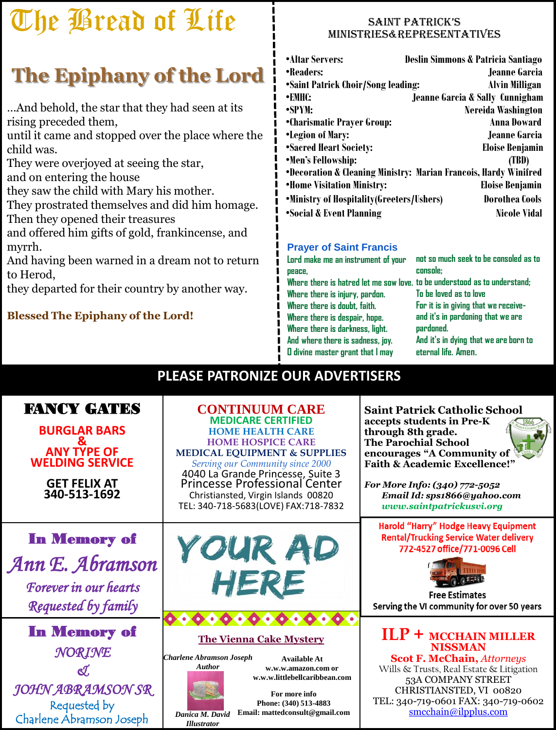# The Bread of Life

## The Epiphany of the Lord

…And behold, the star that they had seen at its rising preceded them,
until it came and stopped over the place where the child was.
They were overjoyed at seeing the star,
and on entering the house
they saw the child with Mary his mother.
They prostrated themselves and did him homage.
Then they opened their treasures
and offered him gifts of gold, frankincense, and myrrh.
And having been warned in a dream not to return to Herod,
they departed for their country by another way.

**Blessed The Epiphany of the Lord!**

## SAINT PATRICK'S MINISTRIES & REPRESENTATIVES

- **Altar Servers:** Deslin Simmons & Patricia Santiago
- **Readers:** Jeanne Garcia
- **Saint Patrick Choir/Song leading:** Alvin Milligan
- **EMHC:** Jeanne Garcia & Sally Cunnigham
- **SPYM:** Nereida Washington
- **Charismatic Prayer Group:** Anna Doward
- **Legion of Mary:** Jeanne Garcia
- **Sacred Heart Society:** Eloise Benjamin
- **Men's Fellowship:** (TBD)
- **Decoration & Cleaning Ministry:** Marian Francois, Hardy Winifred
- **Home Visitation Ministry:** Eloise Benjamin
- **Ministry of Hospitality(Greeters/Ushers)** Dorothea Cools
- **Social & Event Planning** Nicole Vidal

### Prayer of Saint Francis

Lord make me an instrument of your peace,
Where there is hatred let me sow love.
Where there is injury, pardon.
Where there is doubt, faith.
Where there is despair, hope.
Where there is darkness, light.
And where there is sadness, joy.
O divine master grant that I may
not so much seek to be consoled as to console;
to be understood as to understand;
To be loved as to love
For it is in giving that we receive-
and it's in pardoning that we are pardoned.
And it's in dying that we are born to eternal life. Amen.

## PLEASE PATRONIZE OUR ADVERTISERS

**FANCY GATES**

BURGLAR BARS & ANY TYPE OF WELDING SERVICE

GET FELIX AT 340-513-1692

**CONTINUUM CARE**

MEDICARE CERTIFIED
HOME HEALTH CARE
HOME HOSPICE CARE
MEDICAL EQUIPMENT & SUPPLIES
*Serving our Community since 2000*
4040 La Grande Princesse, Suite 3
Princesse Professional Center
Christiansted, Virgin Islands 00820
TEL: 340-718-5683(LOVE) FAX:718-7832

**Saint Patrick Catholic School**
accepts students in Pre-K through 8th grade.
The Parochial School encourages "A Community of Faith & Academic Excellence!"

*For More Info: (340) 772-5052*
*Email Id: sps1866@yahoo.com*
*www.saintpatrickusvi.org*

**In Memory of**
*Ann E. Abramson*
*Forever in our hearts*
*Requested by family*

YOUR AD HERE

Harold "Harry" Hodge Heavy Equipment Rental/Trucking Service Water delivery
772-4527 office/771-0096 Cell

Free Estimates
Serving the VI community for over 50 years

**In Memory of**
*NORINE & JOHN ABRAMSON SR*
Requested by Charlene Abramson Joseph

**The Vienna Cake Mystery**

*Charlene Abramson Joseph*
*Author*

Available At
w.w.w.amazon.com or
w.w.w.littlebellcaribbean.com

For more info
Phone: (340) 513-4883
Email: mattedconsult@gmail.com

*Danica M. David*
*Illustrator*

**ILP + MCCHAIN MILLER NISSMAN**
**Scot F. McChain,** *Attorneys*
Wills & Trusts, Real Estate & Litigation
53A COMPANY STREET
CHRISTIANSTED, VI 00820
TEL: 340-719-0601 FAX: 340-719-0602
smcchain@ilpplus.com